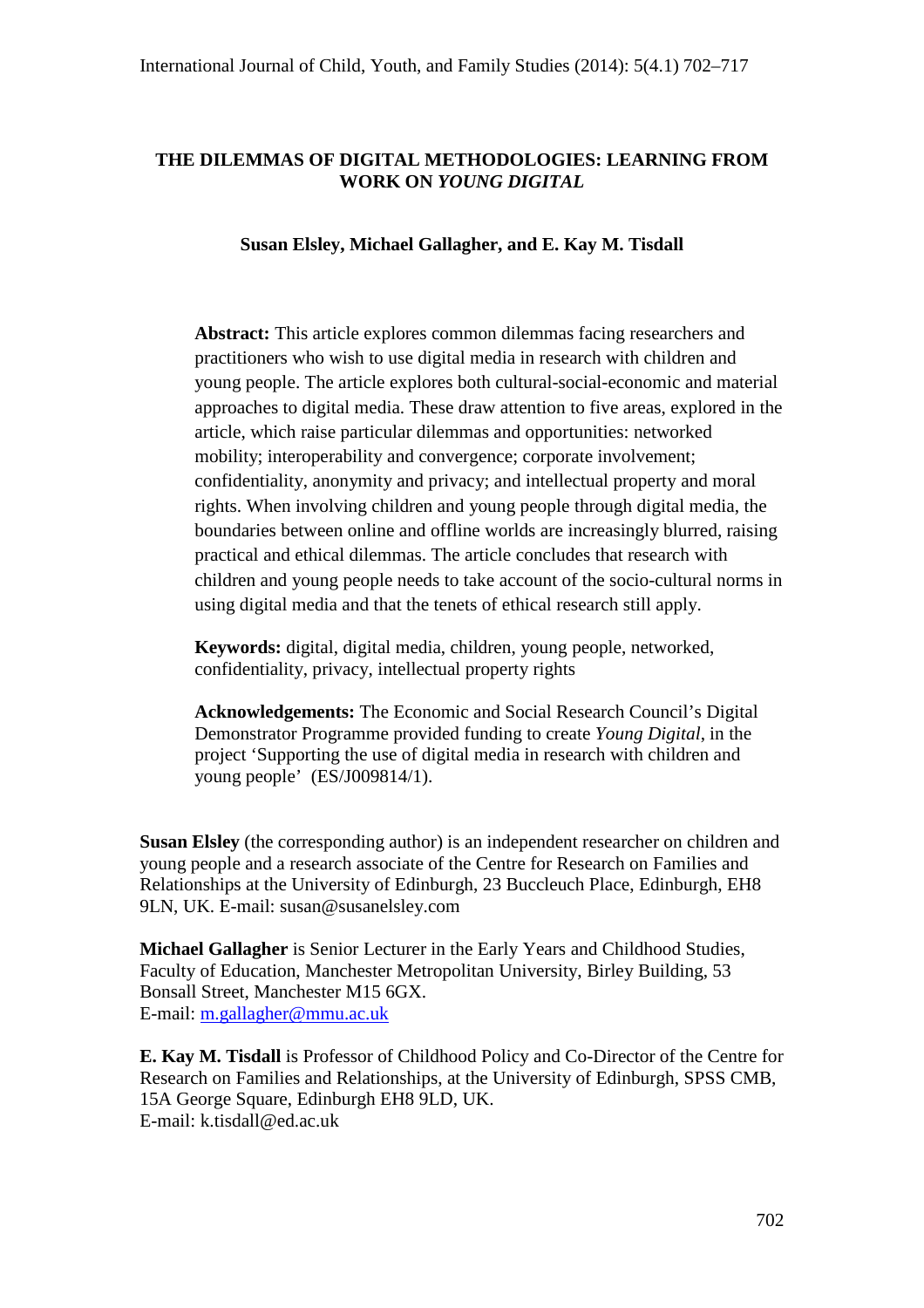# THE DILEMMAS OF DIGITAL METHODOLOGIES: LEARNING FROM WORK ON *YOUNG DIGITAL*

**Susan Elsley, Michael Gallagher, and E. Kay M. Tisdall**

**Abstract:** This article explores common dilemmas facing researchers and practitioners who wish to use digital media in research with children and young people. The article explores both cultural-social-economic and material approaches to digital media. These draw attention to five areas, explored in the article, which raise particular dilemmas and opportunities: networked mobility; interoperability and convergence; corporate involvement; confidentiality, anonymity and privacy; and intellectual property and moral rights. When involving children and young people through digital media, the boundaries between online and offline worlds are increasingly blurred, raising practical and ethical dilemmas. The article concludes that research with children and young people needs to take account of the socio-cultural norms in using digital media and that the tenets of ethical research still apply.

**Keywords:** digital, digital media, children, young people, networked, confidentiality, privacy, intellectual property rights

**Acknowledgements:** The Economic and Social Research Council's Digital Demonstrator Programme provided funding to create *Young Digital*, in the project 'Supporting the use of digital media in research with children and young people' (ES/J009814/1).

**Susan Elsley** (the corresponding author) is an independent researcher on children and young people and a research associate of the Centre for Research on Families and Relationships at the University of Edinburgh, 23 Buccleuch Place, Edinburgh, EH8 9LN, UK. E-mail: susan@susanelsley.com

**Michael Gallagher** is Senior Lecturer in the Early Years and Childhood Studies, Faculty of Education, Manchester Metropolitan University, Birley Building, 53 Bonsall Street, Manchester M15 6GX.
E-mail: m.gallagher@mmu.ac.uk

**E. Kay M. Tisdall** is Professor of Childhood Policy and Co-Director of the Centre for Research on Families and Relationships, at the University of Edinburgh, SPSS CMB, 15A George Square, Edinburgh EH8 9LD, UK.
E-mail: k.tisdall@ed.ac.uk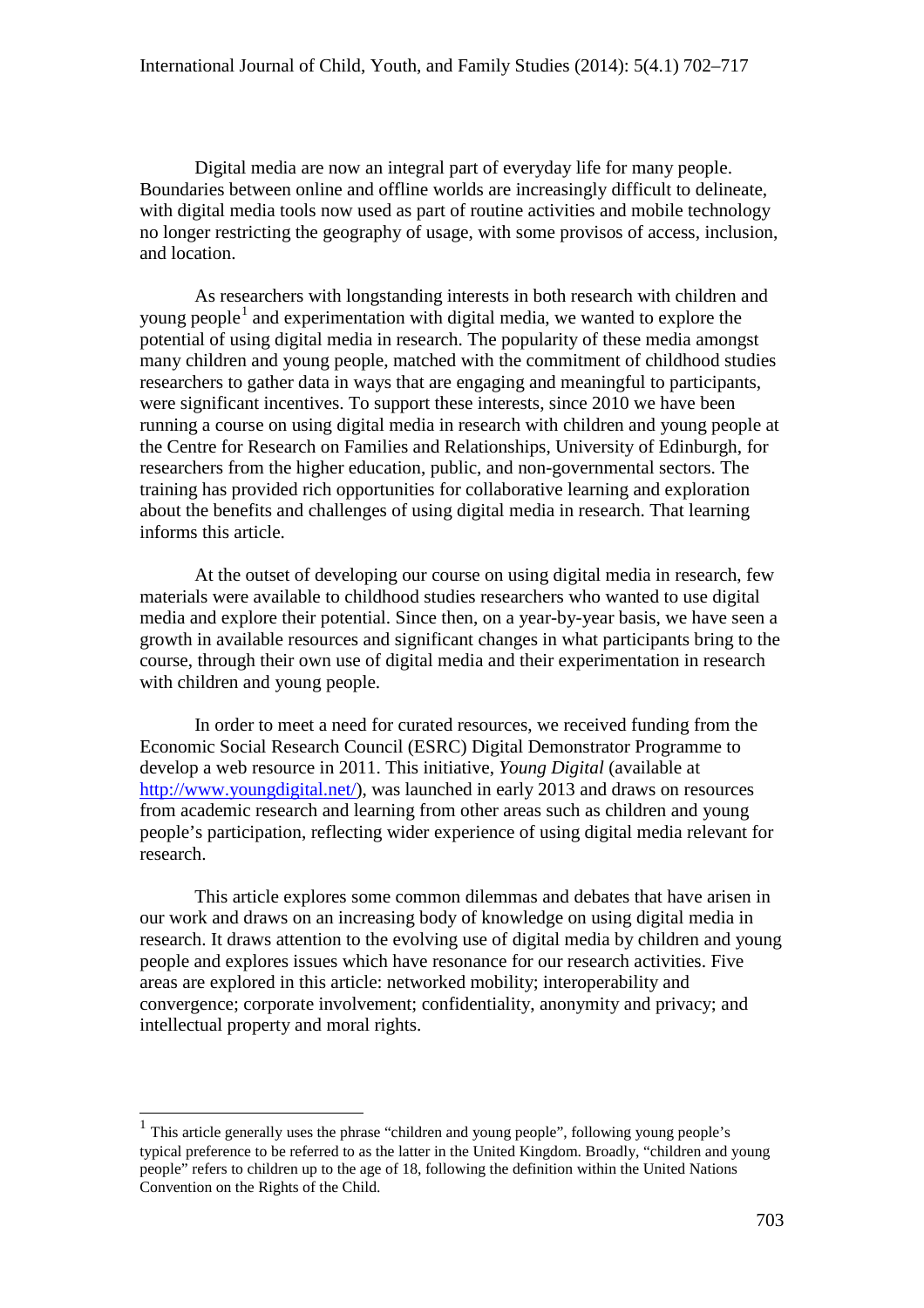Digital media are now an integral part of everyday life for many people. Boundaries between online and offline worlds are increasingly difficult to delineate, with digital media tools now used as part of routine activities and mobile technology no longer restricting the geography of usage, with some provisos of access, inclusion, and location.

As researchers with longstanding interests in both research with children and young people[1] and experimentation with digital media, we wanted to explore the potential of using digital media in research. The popularity of these media amongst many children and young people, matched with the commitment of childhood studies researchers to gather data in ways that are engaging and meaningful to participants, were significant incentives. To support these interests, since 2010 we have been running a course on using digital media in research with children and young people at the Centre for Research on Families and Relationships, University of Edinburgh, for researchers from the higher education, public, and non-governmental sectors. The training has provided rich opportunities for collaborative learning and exploration about the benefits and challenges of using digital media in research. That learning informs this article.

At the outset of developing our course on using digital media in research, few materials were available to childhood studies researchers who wanted to use digital media and explore their potential. Since then, on a year-by-year basis, we have seen a growth in available resources and significant changes in what participants bring to the course, through their own use of digital media and their experimentation in research with children and young people.

In order to meet a need for curated resources, we received funding from the Economic Social Research Council (ESRC) Digital Demonstrator Programme to develop a web resource in 2011. This initiative, *Young Digital* (available at http://www.youngdigital.net/), was launched in early 2013 and draws on resources from academic research and learning from other areas such as children and young people's participation, reflecting wider experience of using digital media relevant for research.

This article explores some common dilemmas and debates that have arisen in our work and draws on an increasing body of knowledge on using digital media in research. It draws attention to the evolving use of digital media by children and young people and explores issues which have resonance for our research activities. Five areas are explored in this article: networked mobility; interoperability and convergence; corporate involvement; confidentiality, anonymity and privacy; and intellectual property and moral rights.

[1] This article generally uses the phrase "children and young people", following young people's typical preference to be referred to as the latter in the United Kingdom. Broadly, "children and young people" refers to children up to the age of 18, following the definition within the United Nations Convention on the Rights of the Child.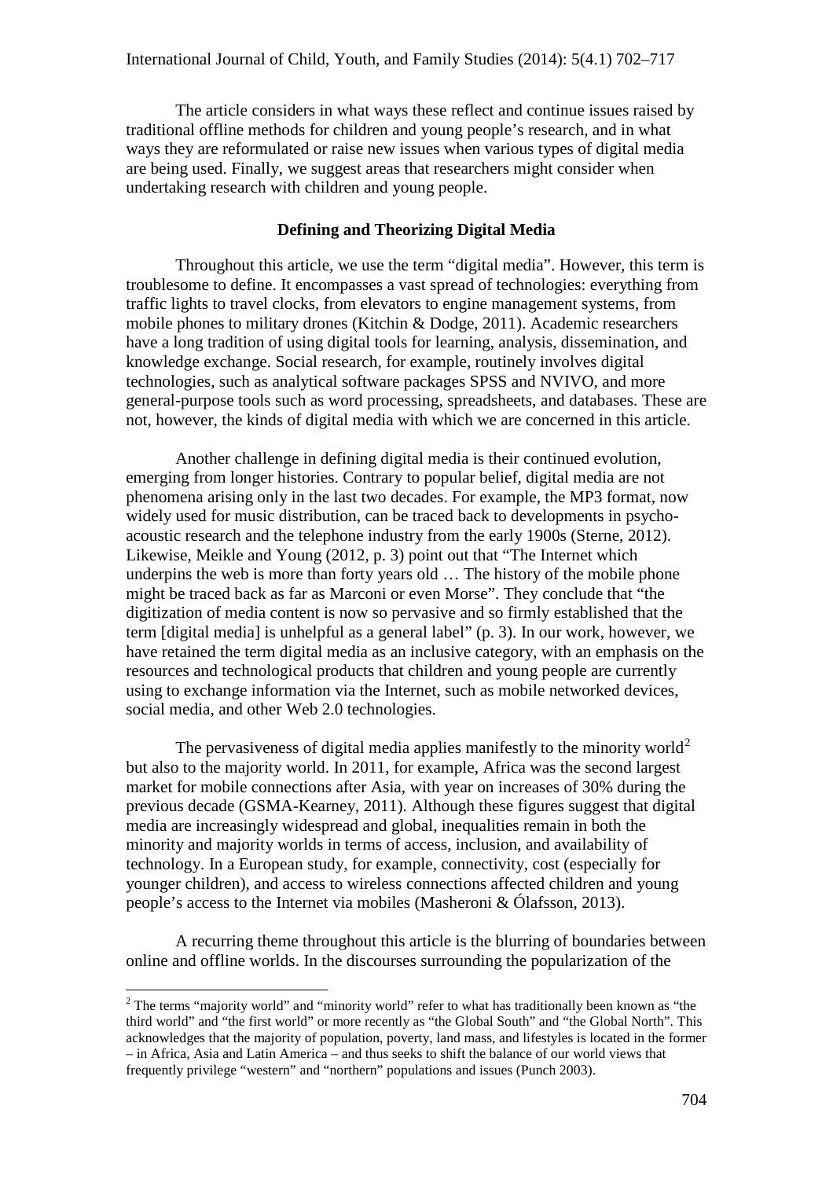The article considers in what ways these reflect and continue issues raised by traditional offline methods for children and young people's research, and in what ways they are reformulated or raise new issues when various types of digital media are being used. Finally, we suggest areas that researchers might consider when undertaking research with children and young people.

## Defining and Theorizing Digital Media

Throughout this article, we use the term "digital media". However, this term is troublesome to define. It encompasses a vast spread of technologies: everything from traffic lights to travel clocks, from elevators to engine management systems, from mobile phones to military drones (Kitchin & Dodge, 2011). Academic researchers have a long tradition of using digital tools for learning, analysis, dissemination, and knowledge exchange. Social research, for example, routinely involves digital technologies, such as analytical software packages SPSS and NVIVO, and more general-purpose tools such as word processing, spreadsheets, and databases. These are not, however, the kinds of digital media with which we are concerned in this article.

Another challenge in defining digital media is their continued evolution, emerging from longer histories. Contrary to popular belief, digital media are not phenomena arising only in the last two decades. For example, the MP3 format, now widely used for music distribution, can be traced back to developments in psycho-acoustic research and the telephone industry from the early 1900s (Sterne, 2012). Likewise, Meikle and Young (2012, p. 3) point out that "The Internet which underpins the web is more than forty years old … The history of the mobile phone might be traced back as far as Marconi or even Morse". They conclude that "the digitization of media content is now so pervasive and so firmly established that the term [digital media] is unhelpful as a general label" (p. 3). In our work, however, we have retained the term digital media as an inclusive category, with an emphasis on the resources and technological products that children and young people are currently using to exchange information via the Internet, such as mobile networked devices, social media, and other Web 2.0 technologies.

The pervasiveness of digital media applies manifestly to the minority world[2] but also to the majority world. In 2011, for example, Africa was the second largest market for mobile connections after Asia, with year on increases of 30% during the previous decade (GSMA-Kearney, 2011). Although these figures suggest that digital media are increasingly widespread and global, inequalities remain in both the minority and majority worlds in terms of access, inclusion, and availability of technology. In a European study, for example, connectivity, cost (especially for younger children), and access to wireless connections affected children and young people's access to the Internet via mobiles (Masheroni & Ólafsson, 2013).

A recurring theme throughout this article is the blurring of boundaries between online and offline worlds. In the discourses surrounding the popularization of the

[2] The terms "majority world" and "minority world" refer to what has traditionally been known as "the third world" and "the first world" or more recently as "the Global South" and "the Global North". This acknowledges that the majority of population, poverty, land mass, and lifestyles is located in the former – in Africa, Asia and Latin America – and thus seeks to shift the balance of our world views that frequently privilege "western" and "northern" populations and issues (Punch 2003).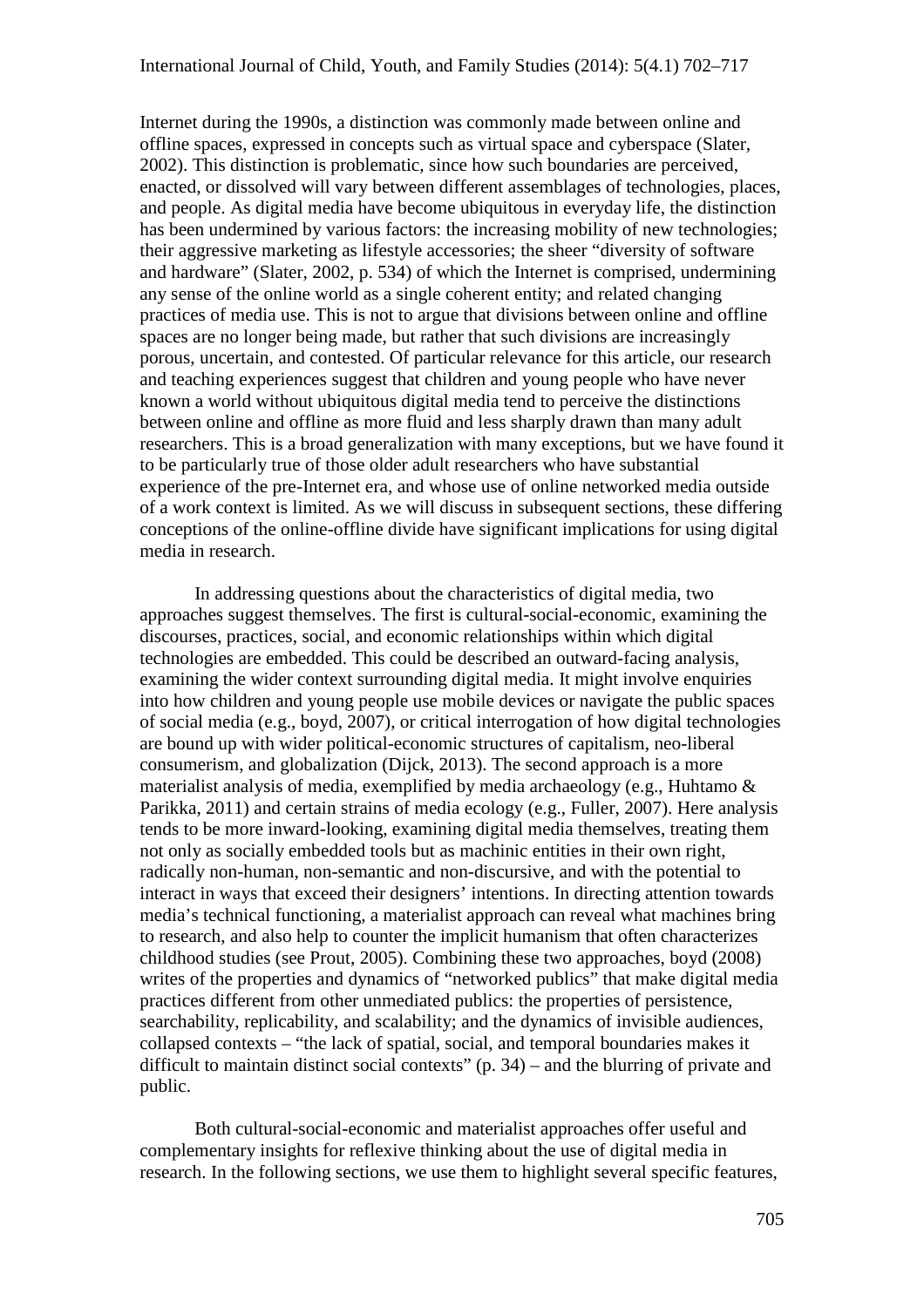Internet during the 1990s, a distinction was commonly made between online and offline spaces, expressed in concepts such as virtual space and cyberspace (Slater, 2002). This distinction is problematic, since how such boundaries are perceived, enacted, or dissolved will vary between different assemblages of technologies, places, and people. As digital media have become ubiquitous in everyday life, the distinction has been undermined by various factors: the increasing mobility of new technologies; their aggressive marketing as lifestyle accessories; the sheer "diversity of software and hardware" (Slater, 2002, p. 534) of which the Internet is comprised, undermining any sense of the online world as a single coherent entity; and related changing practices of media use. This is not to argue that divisions between online and offline spaces are no longer being made, but rather that such divisions are increasingly porous, uncertain, and contested. Of particular relevance for this article, our research and teaching experiences suggest that children and young people who have never known a world without ubiquitous digital media tend to perceive the distinctions between online and offline as more fluid and less sharply drawn than many adult researchers. This is a broad generalization with many exceptions, but we have found it to be particularly true of those older adult researchers who have substantial experience of the pre-Internet era, and whose use of online networked media outside of a work context is limited. As we will discuss in subsequent sections, these differing conceptions of the online-offline divide have significant implications for using digital media in research.

In addressing questions about the characteristics of digital media, two approaches suggest themselves. The first is cultural-social-economic, examining the discourses, practices, social, and economic relationships within which digital technologies are embedded. This could be described an outward-facing analysis, examining the wider context surrounding digital media. It might involve enquiries into how children and young people use mobile devices or navigate the public spaces of social media (e.g., boyd, 2007), or critical interrogation of how digital technologies are bound up with wider political-economic structures of capitalism, neo-liberal consumerism, and globalization (Dijck, 2013). The second approach is a more materialist analysis of media, exemplified by media archaeology (e.g., Huhtamo & Parikka, 2011) and certain strains of media ecology (e.g., Fuller, 2007). Here analysis tends to be more inward-looking, examining digital media themselves, treating them not only as socially embedded tools but as machinic entities in their own right, radically non-human, non-semantic and non-discursive, and with the potential to interact in ways that exceed their designers' intentions. In directing attention towards media's technical functioning, a materialist approach can reveal what machines bring to research, and also help to counter the implicit humanism that often characterizes childhood studies (see Prout, 2005). Combining these two approaches, boyd (2008) writes of the properties and dynamics of "networked publics" that make digital media practices different from other unmediated publics: the properties of persistence, searchability, replicability, and scalability; and the dynamics of invisible audiences, collapsed contexts – "the lack of spatial, social, and temporal boundaries makes it difficult to maintain distinct social contexts" (p. 34) – and the blurring of private and public.

Both cultural-social-economic and materialist approaches offer useful and complementary insights for reflexive thinking about the use of digital media in research. In the following sections, we use them to highlight several specific features,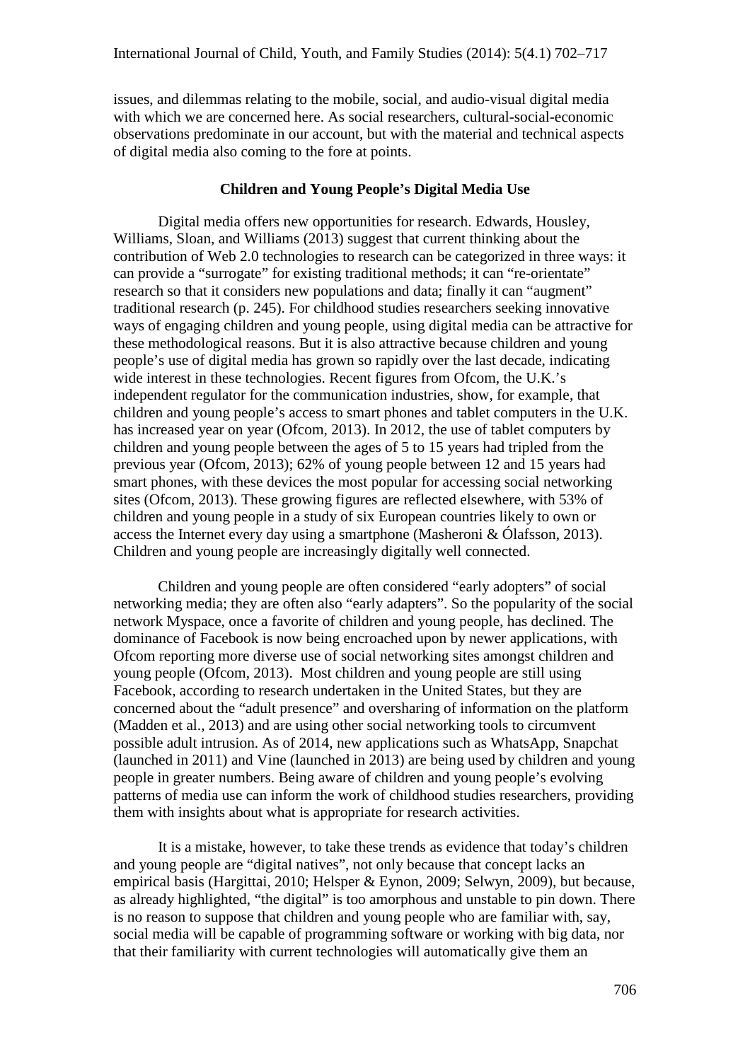issues, and dilemmas relating to the mobile, social, and audio-visual digital media with which we are concerned here. As social researchers, cultural-social-economic observations predominate in our account, but with the material and technical aspects of digital media also coming to the fore at points.

## Children and Young People's Digital Media Use

Digital media offers new opportunities for research. Edwards, Housley, Williams, Sloan, and Williams (2013) suggest that current thinking about the contribution of Web 2.0 technologies to research can be categorized in three ways: it can provide a "surrogate" for existing traditional methods; it can "re-orientate" research so that it considers new populations and data; finally it can "augment" traditional research (p. 245). For childhood studies researchers seeking innovative ways of engaging children and young people, using digital media can be attractive for these methodological reasons. But it is also attractive because children and young people's use of digital media has grown so rapidly over the last decade, indicating wide interest in these technologies. Recent figures from Ofcom, the U.K.'s independent regulator for the communication industries, show, for example, that children and young people's access to smart phones and tablet computers in the U.K. has increased year on year (Ofcom, 2013). In 2012, the use of tablet computers by children and young people between the ages of 5 to 15 years had tripled from the previous year (Ofcom, 2013); 62% of young people between 12 and 15 years had smart phones, with these devices the most popular for accessing social networking sites (Ofcom, 2013). These growing figures are reflected elsewhere, with 53% of children and young people in a study of six European countries likely to own or access the Internet every day using a smartphone (Masheroni & Ólafsson, 2013). Children and young people are increasingly digitally well connected.

Children and young people are often considered "early adopters" of social networking media; they are often also "early adapters". So the popularity of the social network Myspace, once a favorite of children and young people, has declined. The dominance of Facebook is now being encroached upon by newer applications, with Ofcom reporting more diverse use of social networking sites amongst children and young people (Ofcom, 2013). Most children and young people are still using Facebook, according to research undertaken in the United States, but they are concerned about the "adult presence" and oversharing of information on the platform (Madden et al., 2013) and are using other social networking tools to circumvent possible adult intrusion. As of 2014, new applications such as WhatsApp, Snapchat (launched in 2011) and Vine (launched in 2013) are being used by children and young people in greater numbers. Being aware of children and young people's evolving patterns of media use can inform the work of childhood studies researchers, providing them with insights about what is appropriate for research activities.

It is a mistake, however, to take these trends as evidence that today's children and young people are "digital natives", not only because that concept lacks an empirical basis (Hargittai, 2010; Helsper & Eynon, 2009; Selwyn, 2009), but because, as already highlighted, "the digital" is too amorphous and unstable to pin down. There is no reason to suppose that children and young people who are familiar with, say, social media will be capable of programming software or working with big data, nor that their familiarity with current technologies will automatically give them an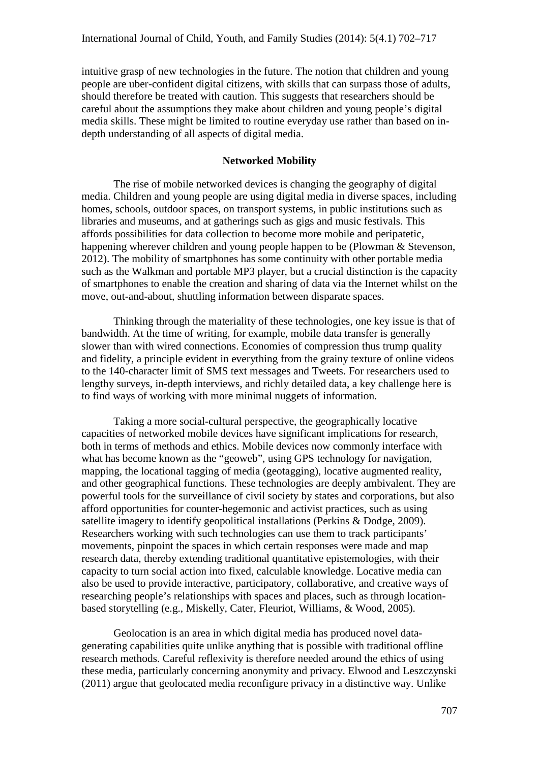intuitive grasp of new technologies in the future. The notion that children and young people are uber-confident digital citizens, with skills that can surpass those of adults, should therefore be treated with caution. This suggests that researchers should be careful about the assumptions they make about children and young people's digital media skills. These might be limited to routine everyday use rather than based on in-depth understanding of all aspects of digital media.

## Networked Mobility

The rise of mobile networked devices is changing the geography of digital media. Children and young people are using digital media in diverse spaces, including homes, schools, outdoor spaces, on transport systems, in public institutions such as libraries and museums, and at gatherings such as gigs and music festivals. This affords possibilities for data collection to become more mobile and peripatetic, happening wherever children and young people happen to be (Plowman & Stevenson, 2012). The mobility of smartphones has some continuity with other portable media such as the Walkman and portable MP3 player, but a crucial distinction is the capacity of smartphones to enable the creation and sharing of data via the Internet whilst on the move, out-and-about, shuttling information between disparate spaces.

Thinking through the materiality of these technologies, one key issue is that of bandwidth. At the time of writing, for example, mobile data transfer is generally slower than with wired connections. Economies of compression thus trump quality and fidelity, a principle evident in everything from the grainy texture of online videos to the 140-character limit of SMS text messages and Tweets. For researchers used to lengthy surveys, in-depth interviews, and richly detailed data, a key challenge here is to find ways of working with more minimal nuggets of information.

Taking a more social-cultural perspective, the geographically locative capacities of networked mobile devices have significant implications for research, both in terms of methods and ethics. Mobile devices now commonly interface with what has become known as the "geoweb", using GPS technology for navigation, mapping, the locational tagging of media (geotagging), locative augmented reality, and other geographical functions. These technologies are deeply ambivalent. They are powerful tools for the surveillance of civil society by states and corporations, but also afford opportunities for counter-hegemonic and activist practices, such as using satellite imagery to identify geopolitical installations (Perkins & Dodge, 2009). Researchers working with such technologies can use them to track participants' movements, pinpoint the spaces in which certain responses were made and map research data, thereby extending traditional quantitative epistemologies, with their capacity to turn social action into fixed, calculable knowledge. Locative media can also be used to provide interactive, participatory, collaborative, and creative ways of researching people's relationships with spaces and places, such as through location-based storytelling (e.g., Miskelly, Cater, Fleuriot, Williams, & Wood, 2005).

Geolocation is an area in which digital media has produced novel data-generating capabilities quite unlike anything that is possible with traditional offline research methods. Careful reflexivity is therefore needed around the ethics of using these media, particularly concerning anonymity and privacy. Elwood and Leszczynski (2011) argue that geolocated media reconfigure privacy in a distinctive way. Unlike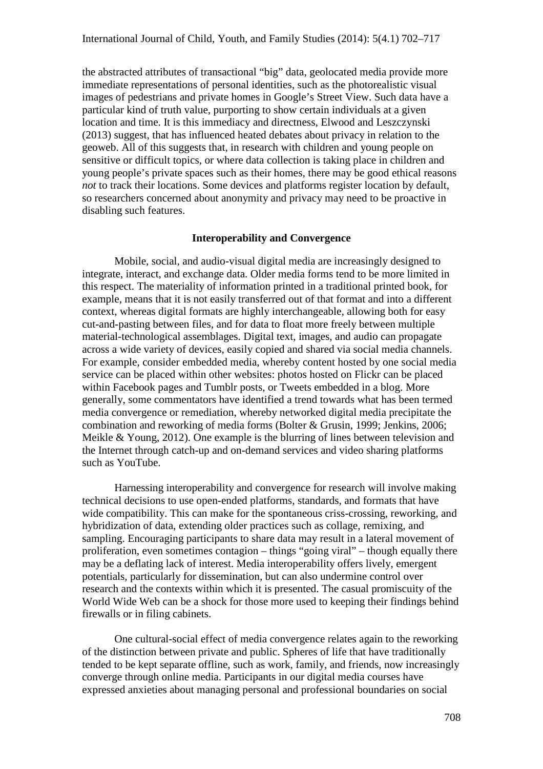the abstracted attributes of transactional "big" data, geolocated media provide more immediate representations of personal identities, such as the photorealistic visual images of pedestrians and private homes in Google's Street View. Such data have a particular kind of truth value, purporting to show certain individuals at a given location and time. It is this immediacy and directness, Elwood and Leszczynski (2013) suggest, that has influenced heated debates about privacy in relation to the geoweb. All of this suggests that, in research with children and young people on sensitive or difficult topics, or where data collection is taking place in children and young people's private spaces such as their homes, there may be good ethical reasons *not* to track their locations. Some devices and platforms register location by default, so researchers concerned about anonymity and privacy may need to be proactive in disabling such features.

## Interoperability and Convergence

Mobile, social, and audio-visual digital media are increasingly designed to integrate, interact, and exchange data. Older media forms tend to be more limited in this respect. The materiality of information printed in a traditional printed book, for example, means that it is not easily transferred out of that format and into a different context, whereas digital formats are highly interchangeable, allowing both for easy cut-and-pasting between files, and for data to float more freely between multiple material-technological assemblages. Digital text, images, and audio can propagate across a wide variety of devices, easily copied and shared via social media channels. For example, consider embedded media, whereby content hosted by one social media service can be placed within other websites: photos hosted on Flickr can be placed within Facebook pages and Tumblr posts, or Tweets embedded in a blog. More generally, some commentators have identified a trend towards what has been termed media convergence or remediation, whereby networked digital media precipitate the combination and reworking of media forms (Bolter & Grusin, 1999; Jenkins, 2006; Meikle & Young, 2012). One example is the blurring of lines between television and the Internet through catch-up and on-demand services and video sharing platforms such as YouTube.

Harnessing interoperability and convergence for research will involve making technical decisions to use open-ended platforms, standards, and formats that have wide compatibility. This can make for the spontaneous criss-crossing, reworking, and hybridization of data, extending older practices such as collage, remixing, and sampling. Encouraging participants to share data may result in a lateral movement of proliferation, even sometimes contagion – things "going viral" – though equally there may be a deflating lack of interest. Media interoperability offers lively, emergent potentials, particularly for dissemination, but can also undermine control over research and the contexts within which it is presented. The casual promiscuity of the World Wide Web can be a shock for those more used to keeping their findings behind firewalls or in filing cabinets.

One cultural-social effect of media convergence relates again to the reworking of the distinction between private and public. Spheres of life that have traditionally tended to be kept separate offline, such as work, family, and friends, now increasingly converge through online media. Participants in our digital media courses have expressed anxieties about managing personal and professional boundaries on social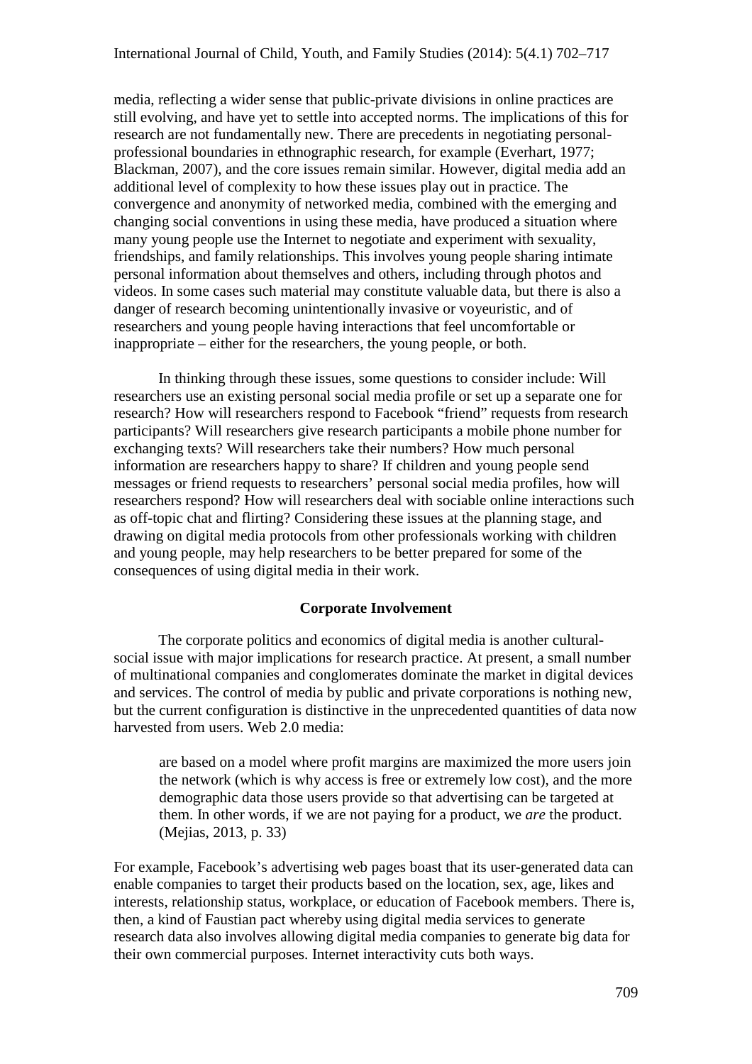media, reflecting a wider sense that public-private divisions in online practices are still evolving, and have yet to settle into accepted norms. The implications of this for research are not fundamentally new. There are precedents in negotiating personal-professional boundaries in ethnographic research, for example (Everhart, 1977; Blackman, 2007), and the core issues remain similar. However, digital media add an additional level of complexity to how these issues play out in practice. The convergence and anonymity of networked media, combined with the emerging and changing social conventions in using these media, have produced a situation where many young people use the Internet to negotiate and experiment with sexuality, friendships, and family relationships. This involves young people sharing intimate personal information about themselves and others, including through photos and videos. In some cases such material may constitute valuable data, but there is also a danger of research becoming unintentionally invasive or voyeuristic, and of researchers and young people having interactions that feel uncomfortable or inappropriate – either for the researchers, the young people, or both.

In thinking through these issues, some questions to consider include: Will researchers use an existing personal social media profile or set up a separate one for research? How will researchers respond to Facebook "friend" requests from research participants? Will researchers give research participants a mobile phone number for exchanging texts? Will researchers take their numbers? How much personal information are researchers happy to share? If children and young people send messages or friend requests to researchers' personal social media profiles, how will researchers respond? How will researchers deal with sociable online interactions such as off-topic chat and flirting? Considering these issues at the planning stage, and drawing on digital media protocols from other professionals working with children and young people, may help researchers to be better prepared for some of the consequences of using digital media in their work.

## Corporate Involvement

The corporate politics and economics of digital media is another cultural-social issue with major implications for research practice. At present, a small number of multinational companies and conglomerates dominate the market in digital devices and services. The control of media by public and private corporations is nothing new, but the current configuration is distinctive in the unprecedented quantities of data now harvested from users. Web 2.0 media:

> are based on a model where profit margins are maximized the more users join the network (which is why access is free or extremely low cost), and the more demographic data those users provide so that advertising can be targeted at them. In other words, if we are not paying for a product, we *are* the product. (Mejias, 2013, p. 33)

For example, Facebook's advertising web pages boast that its user-generated data can enable companies to target their products based on the location, sex, age, likes and interests, relationship status, workplace, or education of Facebook members. There is, then, a kind of Faustian pact whereby using digital media services to generate research data also involves allowing digital media companies to generate big data for their own commercial purposes. Internet interactivity cuts both ways.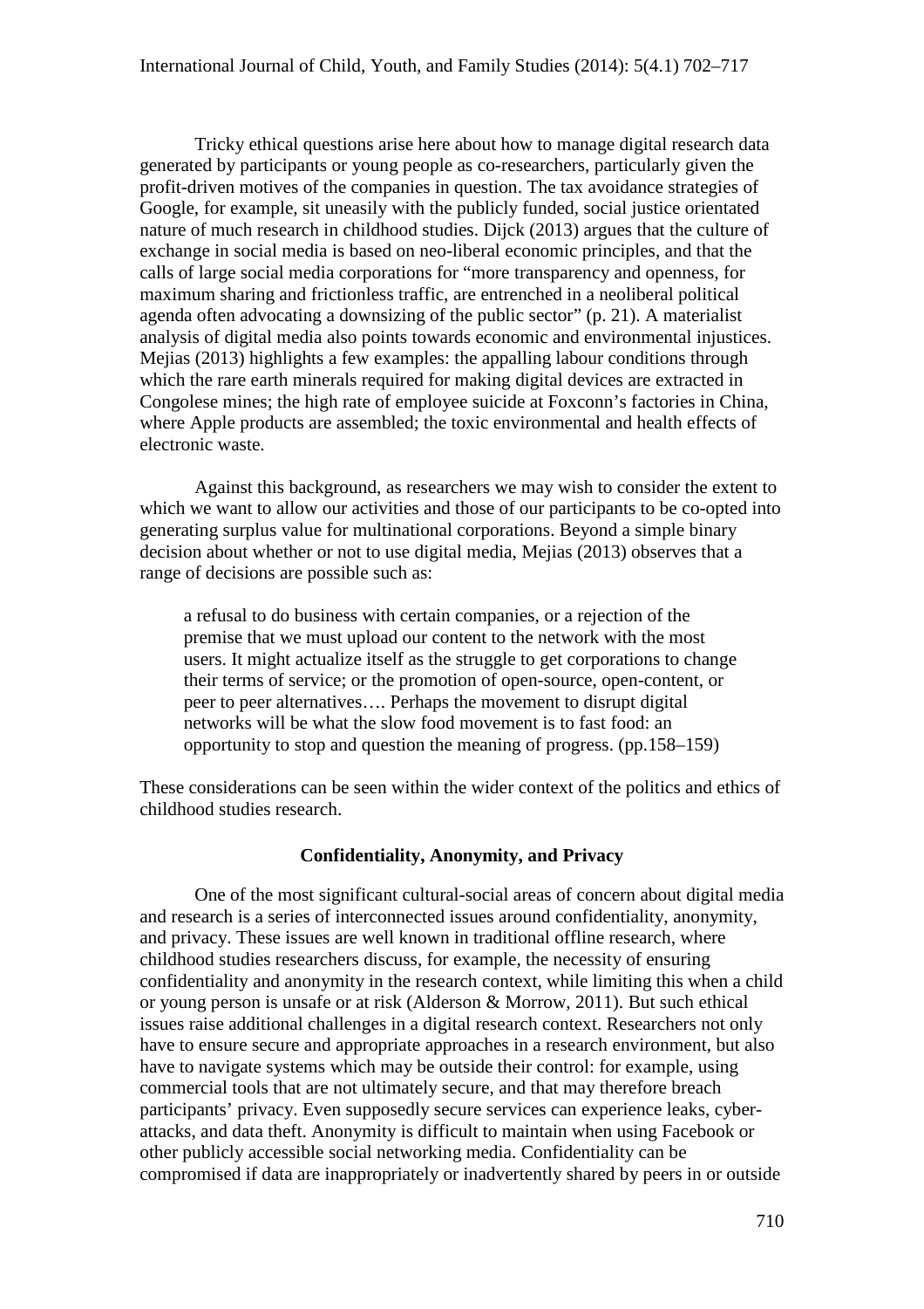Tricky ethical questions arise here about how to manage digital research data generated by participants or young people as co-researchers, particularly given the profit-driven motives of the companies in question. The tax avoidance strategies of Google, for example, sit uneasily with the publicly funded, social justice orientated nature of much research in childhood studies. Dijck (2013) argues that the culture of exchange in social media is based on neo-liberal economic principles, and that the calls of large social media corporations for "more transparency and openness, for maximum sharing and frictionless traffic, are entrenched in a neoliberal political agenda often advocating a downsizing of the public sector" (p. 21). A materialist analysis of digital media also points towards economic and environmental injustices. Mejias (2013) highlights a few examples: the appalling labour conditions through which the rare earth minerals required for making digital devices are extracted in Congolese mines; the high rate of employee suicide at Foxconn's factories in China, where Apple products are assembled; the toxic environmental and health effects of electronic waste.

Against this background, as researchers we may wish to consider the extent to which we want to allow our activities and those of our participants to be co-opted into generating surplus value for multinational corporations. Beyond a simple binary decision about whether or not to use digital media, Mejias (2013) observes that a range of decisions are possible such as:

> a refusal to do business with certain companies, or a rejection of the premise that we must upload our content to the network with the most users. It might actualize itself as the struggle to get corporations to change their terms of service; or the promotion of open-source, open-content, or peer to peer alternatives…. Perhaps the movement to disrupt digital networks will be what the slow food movement is to fast food: an opportunity to stop and question the meaning of progress. (pp.158–159)

These considerations can be seen within the wider context of the politics and ethics of childhood studies research.

## Confidentiality, Anonymity, and Privacy

One of the most significant cultural-social areas of concern about digital media and research is a series of interconnected issues around confidentiality, anonymity, and privacy. These issues are well known in traditional offline research, where childhood studies researchers discuss, for example, the necessity of ensuring confidentiality and anonymity in the research context, while limiting this when a child or young person is unsafe or at risk (Alderson & Morrow, 2011). But such ethical issues raise additional challenges in a digital research context. Researchers not only have to ensure secure and appropriate approaches in a research environment, but also have to navigate systems which may be outside their control: for example, using commercial tools that are not ultimately secure, and that may therefore breach participants' privacy. Even supposedly secure services can experience leaks, cyber-attacks, and data theft. Anonymity is difficult to maintain when using Facebook or other publicly accessible social networking media. Confidentiality can be compromised if data are inappropriately or inadvertently shared by peers in or outside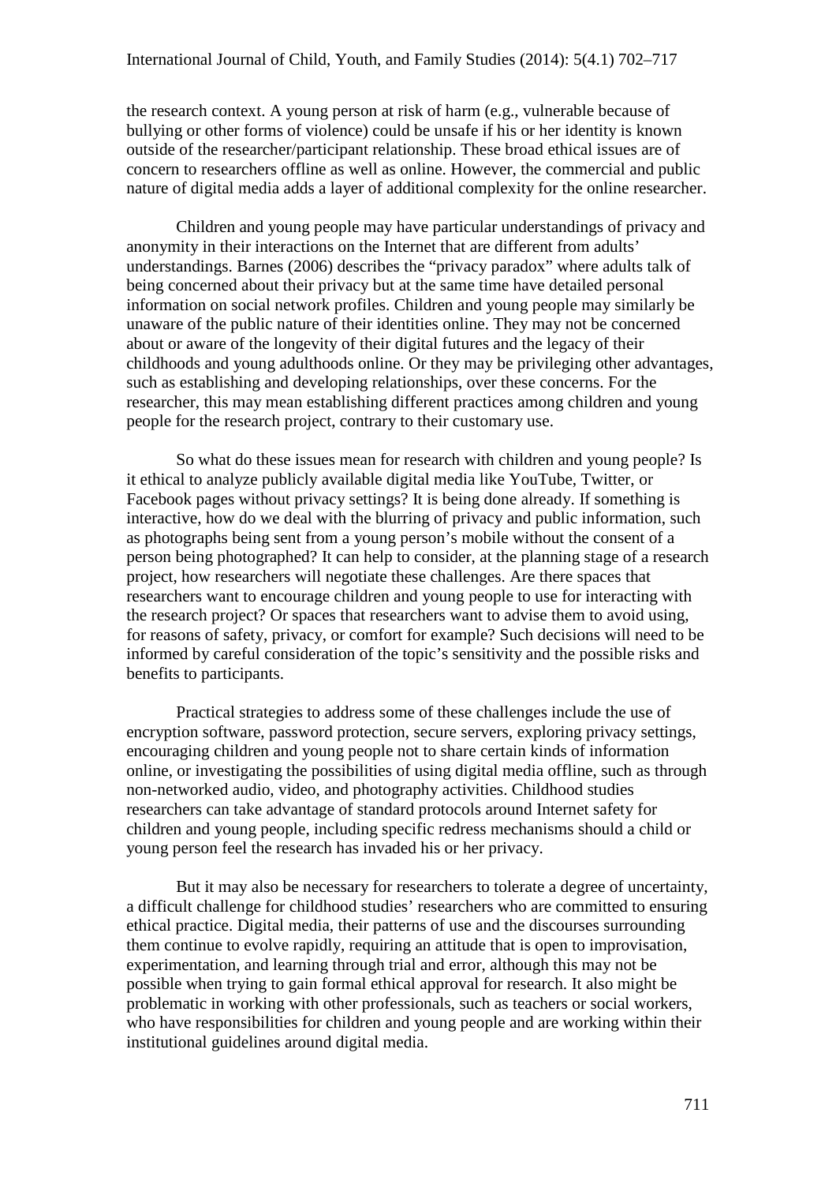the research context. A young person at risk of harm (e.g., vulnerable because of bullying or other forms of violence) could be unsafe if his or her identity is known outside of the researcher/participant relationship. These broad ethical issues are of concern to researchers offline as well as online. However, the commercial and public nature of digital media adds a layer of additional complexity for the online researcher.

Children and young people may have particular understandings of privacy and anonymity in their interactions on the Internet that are different from adults' understandings. Barnes (2006) describes the "privacy paradox" where adults talk of being concerned about their privacy but at the same time have detailed personal information on social network profiles. Children and young people may similarly be unaware of the public nature of their identities online. They may not be concerned about or aware of the longevity of their digital futures and the legacy of their childhoods and young adulthoods online. Or they may be privileging other advantages, such as establishing and developing relationships, over these concerns. For the researcher, this may mean establishing different practices among children and young people for the research project, contrary to their customary use.

So what do these issues mean for research with children and young people? Is it ethical to analyze publicly available digital media like YouTube, Twitter, or Facebook pages without privacy settings? It is being done already. If something is interactive, how do we deal with the blurring of privacy and public information, such as photographs being sent from a young person's mobile without the consent of a person being photographed? It can help to consider, at the planning stage of a research project, how researchers will negotiate these challenges. Are there spaces that researchers want to encourage children and young people to use for interacting with the research project? Or spaces that researchers want to advise them to avoid using, for reasons of safety, privacy, or comfort for example? Such decisions will need to be informed by careful consideration of the topic's sensitivity and the possible risks and benefits to participants.

Practical strategies to address some of these challenges include the use of encryption software, password protection, secure servers, exploring privacy settings, encouraging children and young people not to share certain kinds of information online, or investigating the possibilities of using digital media offline, such as through non-networked audio, video, and photography activities. Childhood studies researchers can take advantage of standard protocols around Internet safety for children and young people, including specific redress mechanisms should a child or young person feel the research has invaded his or her privacy.

But it may also be necessary for researchers to tolerate a degree of uncertainty, a difficult challenge for childhood studies' researchers who are committed to ensuring ethical practice. Digital media, their patterns of use and the discourses surrounding them continue to evolve rapidly, requiring an attitude that is open to improvisation, experimentation, and learning through trial and error, although this may not be possible when trying to gain formal ethical approval for research. It also might be problematic in working with other professionals, such as teachers or social workers, who have responsibilities for children and young people and are working within their institutional guidelines around digital media.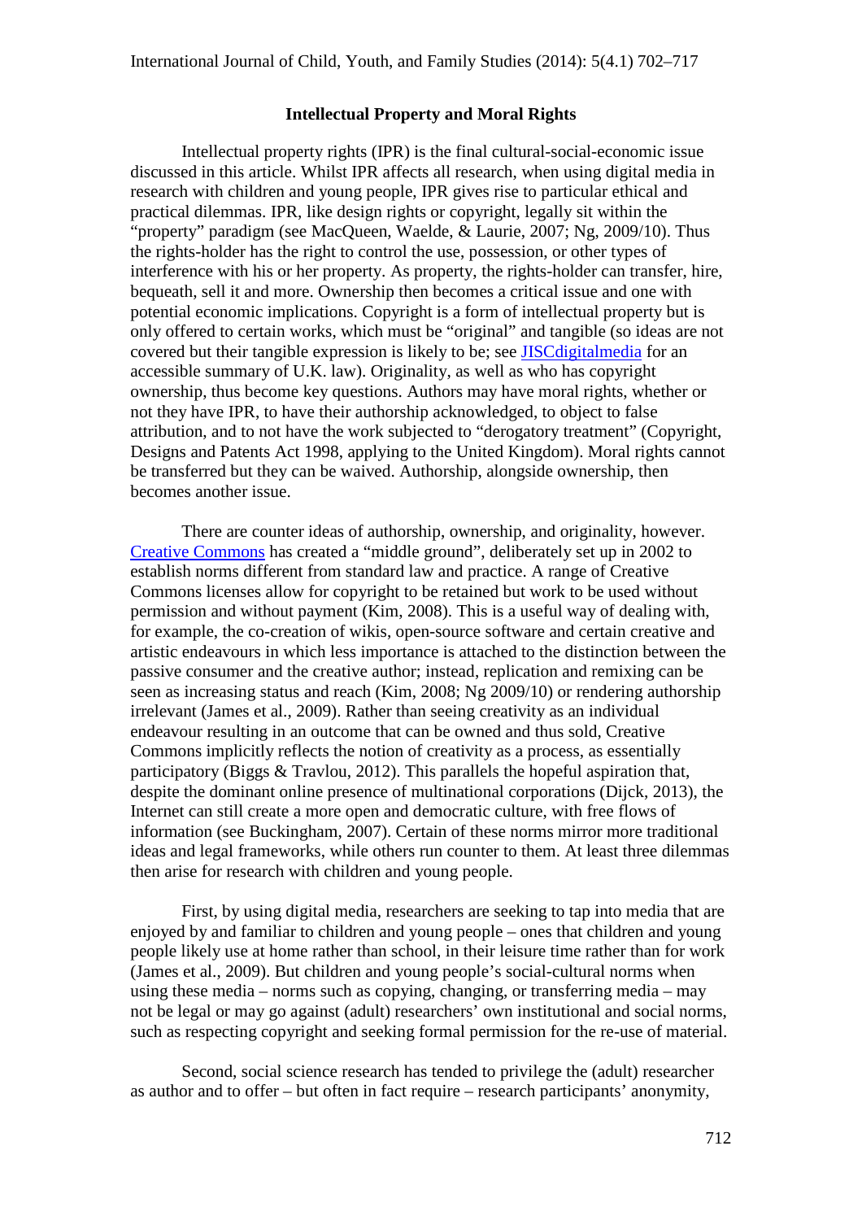**Intellectual Property and Moral Rights**

Intellectual property rights (IPR) is the final cultural-social-economic issue discussed in this article. Whilst IPR affects all research, when using digital media in research with children and young people, IPR gives rise to particular ethical and practical dilemmas. IPR, like design rights or copyright, legally sit within the "property" paradigm (see MacQueen, Waelde, & Laurie, 2007; Ng, 2009/10). Thus the rights-holder has the right to control the use, possession, or other types of interference with his or her property. As property, the rights-holder can transfer, hire, bequeath, sell it and more. Ownership then becomes a critical issue and one with potential economic implications. Copyright is a form of intellectual property but is only offered to certain works, which must be "original" and tangible (so ideas are not covered but their tangible expression is likely to be; see [JISCdigitalmedia]() for an accessible summary of U.K. law). Originality, as well as who has copyright ownership, thus become key questions. Authors may have moral rights, whether or not they have IPR, to have their authorship acknowledged, to object to false attribution, and to not have the work subjected to "derogatory treatment" (Copyright, Designs and Patents Act 1998, applying to the United Kingdom). Moral rights cannot be transferred but they can be waived. Authorship, alongside ownership, then becomes another issue.

There are counter ideas of authorship, ownership, and originality, however. [Creative Commons]() has created a "middle ground", deliberately set up in 2002 to establish norms different from standard law and practice. A range of Creative Commons licenses allow for copyright to be retained but work to be used without permission and without payment (Kim, 2008). This is a useful way of dealing with, for example, the co-creation of wikis, open-source software and certain creative and artistic endeavours in which less importance is attached to the distinction between the passive consumer and the creative author; instead, replication and remixing can be seen as increasing status and reach (Kim, 2008; Ng 2009/10) or rendering authorship irrelevant (James et al., 2009). Rather than seeing creativity as an individual endeavour resulting in an outcome that can be owned and thus sold, Creative Commons implicitly reflects the notion of creativity as a process, as essentially participatory (Biggs & Travlou, 2012). This parallels the hopeful aspiration that, despite the dominant online presence of multinational corporations (Dijck, 2013), the Internet can still create a more open and democratic culture, with free flows of information (see Buckingham, 2007). Certain of these norms mirror more traditional ideas and legal frameworks, while others run counter to them. At least three dilemmas then arise for research with children and young people.

First, by using digital media, researchers are seeking to tap into media that are enjoyed by and familiar to children and young people – ones that children and young people likely use at home rather than school, in their leisure time rather than for work (James et al., 2009). But children and young people's social-cultural norms when using these media – norms such as copying, changing, or transferring media – may not be legal or may go against (adult) researchers' own institutional and social norms, such as respecting copyright and seeking formal permission for the re-use of material.

Second, social science research has tended to privilege the (adult) researcher as author and to offer – but often in fact require – research participants' anonymity,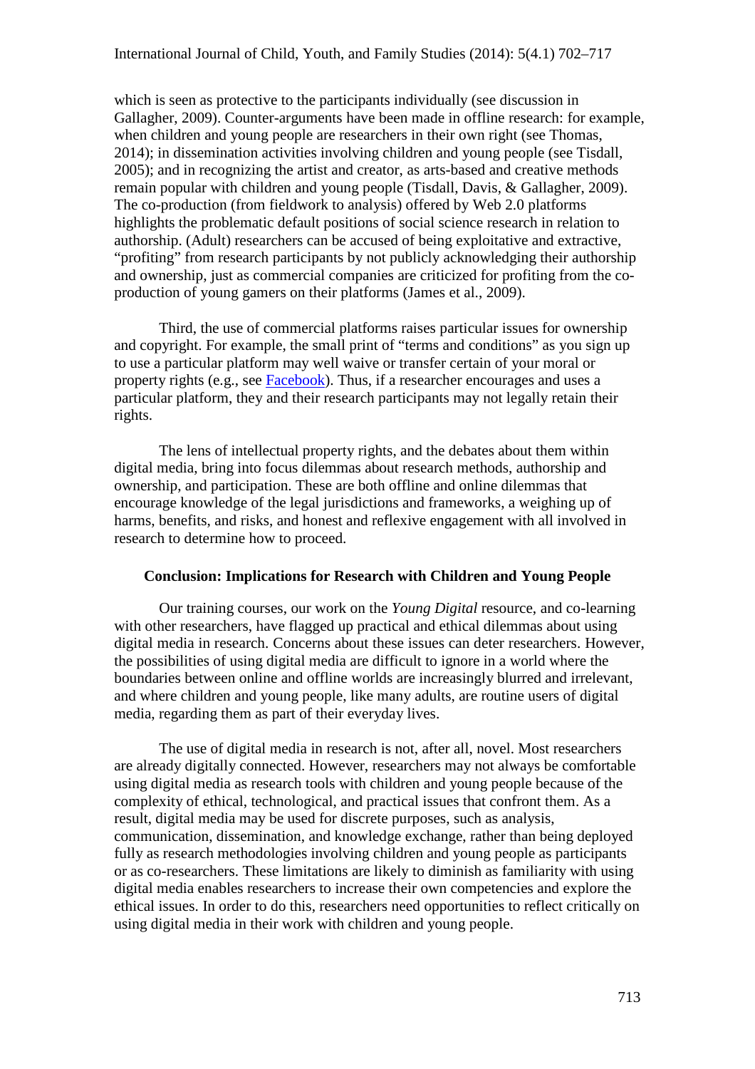which is seen as protective to the participants individually (see discussion in Gallagher, 2009). Counter-arguments have been made in offline research: for example, when children and young people are researchers in their own right (see Thomas, 2014); in dissemination activities involving children and young people (see Tisdall, 2005); and in recognizing the artist and creator, as arts-based and creative methods remain popular with children and young people (Tisdall, Davis, & Gallagher, 2009). The co-production (from fieldwork to analysis) offered by Web 2.0 platforms highlights the problematic default positions of social science research in relation to authorship. (Adult) researchers can be accused of being exploitative and extractive, "profiting" from research participants by not publicly acknowledging their authorship and ownership, just as commercial companies are criticized for profiting from the co-production of young gamers on their platforms (James et al., 2009).

Third, the use of commercial platforms raises particular issues for ownership and copyright. For example, the small print of "terms and conditions" as you sign up to use a particular platform may well waive or transfer certain of your moral or property rights (e.g., see Facebook). Thus, if a researcher encourages and uses a particular platform, they and their research participants may not legally retain their rights.

The lens of intellectual property rights, and the debates about them within digital media, bring into focus dilemmas about research methods, authorship and ownership, and participation. These are both offline and online dilemmas that encourage knowledge of the legal jurisdictions and frameworks, a weighing up of harms, benefits, and risks, and honest and reflexive engagement with all involved in research to determine how to proceed.

## Conclusion: Implications for Research with Children and Young People

Our training courses, our work on the *Young Digital* resource, and co-learning with other researchers, have flagged up practical and ethical dilemmas about using digital media in research. Concerns about these issues can deter researchers. However, the possibilities of using digital media are difficult to ignore in a world where the boundaries between online and offline worlds are increasingly blurred and irrelevant, and where children and young people, like many adults, are routine users of digital media, regarding them as part of their everyday lives.

The use of digital media in research is not, after all, novel. Most researchers are already digitally connected. However, researchers may not always be comfortable using digital media as research tools with children and young people because of the complexity of ethical, technological, and practical issues that confront them. As a result, digital media may be used for discrete purposes, such as analysis, communication, dissemination, and knowledge exchange, rather than being deployed fully as research methodologies involving children and young people as participants or as co-researchers. These limitations are likely to diminish as familiarity with using digital media enables researchers to increase their own competencies and explore the ethical issues. In order to do this, researchers need opportunities to reflect critically on using digital media in their work with children and young people.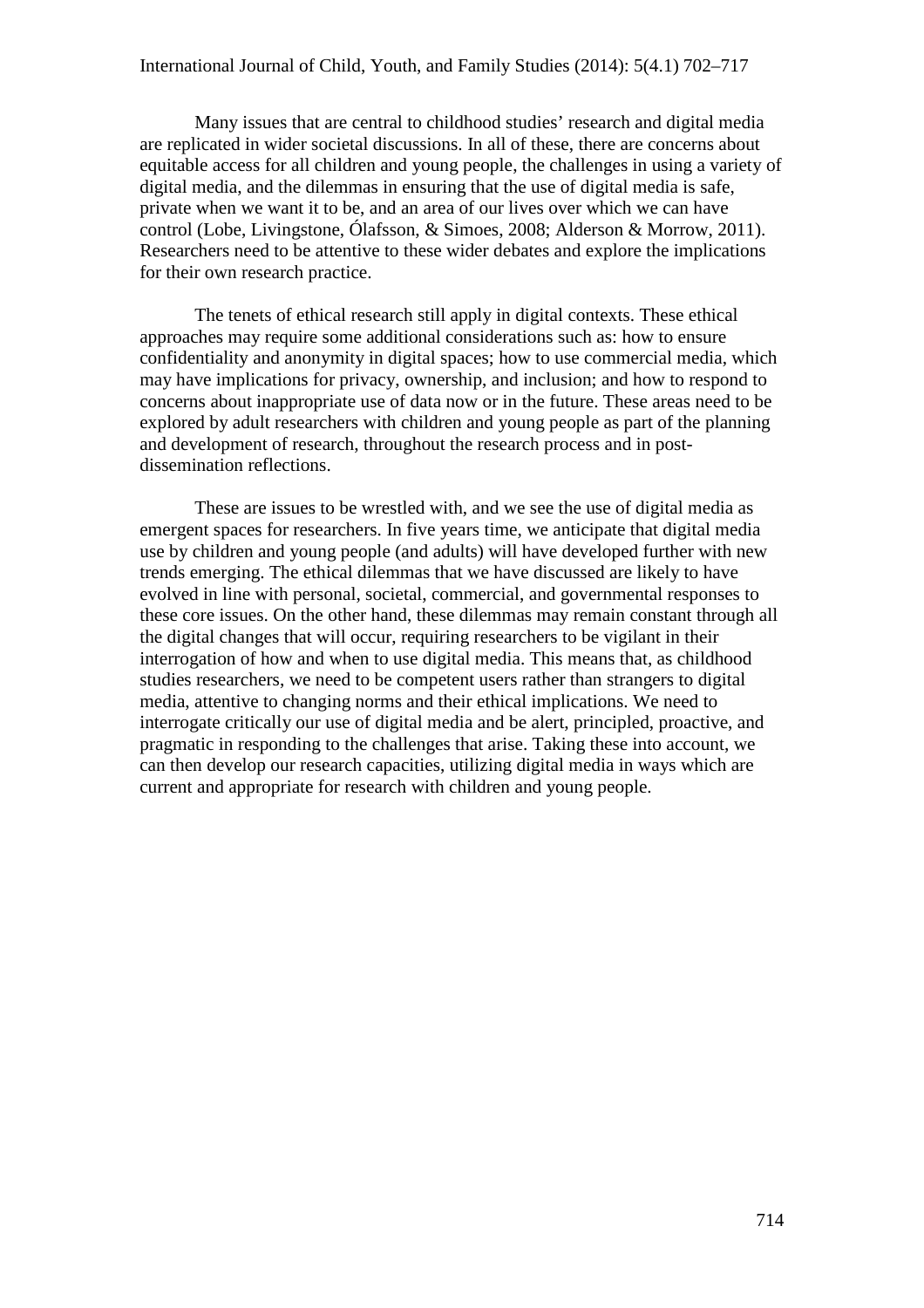Many issues that are central to childhood studies' research and digital media are replicated in wider societal discussions. In all of these, there are concerns about equitable access for all children and young people, the challenges in using a variety of digital media, and the dilemmas in ensuring that the use of digital media is safe, private when we want it to be, and an area of our lives over which we can have control (Lobe, Livingstone, Ólafsson, & Simoes, 2008; Alderson & Morrow, 2011). Researchers need to be attentive to these wider debates and explore the implications for their own research practice.

The tenets of ethical research still apply in digital contexts. These ethical approaches may require some additional considerations such as: how to ensure confidentiality and anonymity in digital spaces; how to use commercial media, which may have implications for privacy, ownership, and inclusion; and how to respond to concerns about inappropriate use of data now or in the future. These areas need to be explored by adult researchers with children and young people as part of the planning and development of research, throughout the research process and in post-dissemination reflections.

These are issues to be wrestled with, and we see the use of digital media as emergent spaces for researchers. In five years time, we anticipate that digital media use by children and young people (and adults) will have developed further with new trends emerging. The ethical dilemmas that we have discussed are likely to have evolved in line with personal, societal, commercial, and governmental responses to these core issues. On the other hand, these dilemmas may remain constant through all the digital changes that will occur, requiring researchers to be vigilant in their interrogation of how and when to use digital media. This means that, as childhood studies researchers, we need to be competent users rather than strangers to digital media, attentive to changing norms and their ethical implications. We need to interrogate critically our use of digital media and be alert, principled, proactive, and pragmatic in responding to the challenges that arise. Taking these into account, we can then develop our research capacities, utilizing digital media in ways which are current and appropriate for research with children and young people.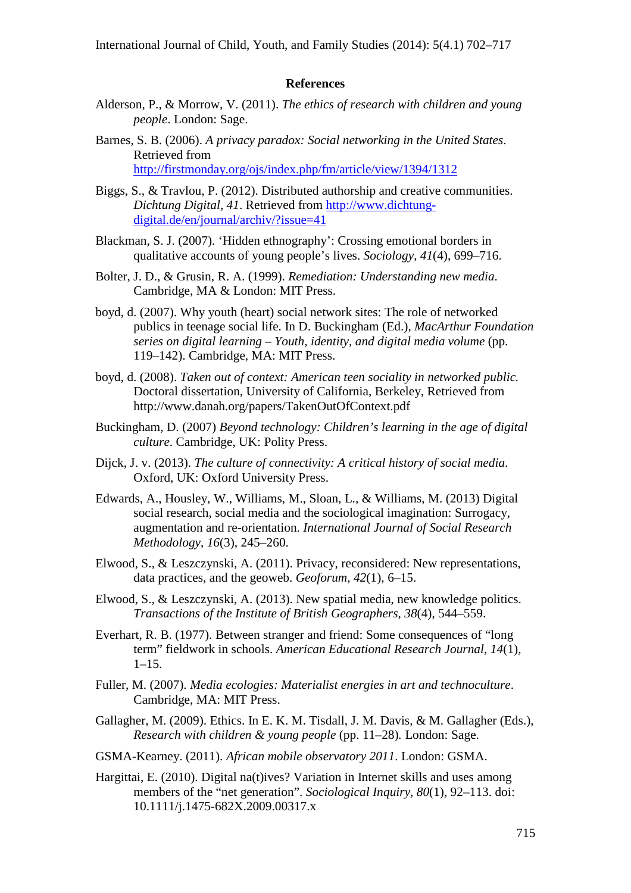## References

Alderson, P., & Morrow, V. (2011). *The ethics of research with children and young people*. London: Sage.

Barnes, S. B. (2006). *A privacy paradox: Social networking in the United States*. Retrieved from http://firstmonday.org/ojs/index.php/fm/article/view/1394/1312

Biggs, S., & Travlou, P. (2012). Distributed authorship and creative communities. *Dichtung Digital*, *41*. Retrieved from http://www.dichtung-digital.de/en/journal/archiv/?issue=41

Blackman, S. J. (2007). 'Hidden ethnography': Crossing emotional borders in qualitative accounts of young people's lives. *Sociology*, *41*(4), 699–716.

Bolter, J. D., & Grusin, R. A. (1999). *Remediation: Understanding new media*. Cambridge, MA & London: MIT Press.

boyd, d. (2007). Why youth (heart) social network sites: The role of networked publics in teenage social life. In D. Buckingham (Ed.), *MacArthur Foundation series on digital learning – Youth, identity, and digital media volume* (pp. 119–142). Cambridge, MA: MIT Press.

boyd, d. (2008). *Taken out of context: American teen sociality in networked public.* Doctoral dissertation, University of California, Berkeley, Retrieved from http://www.danah.org/papers/TakenOutOfContext.pdf

Buckingham, D. (2007) *Beyond technology: Children's learning in the age of digital culture*. Cambridge, UK: Polity Press.

Dijck, J. v. (2013). *The culture of connectivity: A critical history of social media*. Oxford, UK: Oxford University Press.

Edwards, A., Housley, W., Williams, M., Sloan, L., & Williams, M. (2013) Digital social research, social media and the sociological imagination: Surrogacy, augmentation and re-orientation. *International Journal of Social Research Methodology*, *16*(3), 245–260.

Elwood, S., & Leszczynski, A. (2011). Privacy, reconsidered: New representations, data practices, and the geoweb. *Geoforum*, *42*(1), 6–15.

Elwood, S., & Leszczynski, A. (2013). New spatial media, new knowledge politics. *Transactions of the Institute of British Geographers*, *38*(4), 544–559.

Everhart, R. B. (1977). Between stranger and friend: Some consequences of "long term" fieldwork in schools. *American Educational Research Journal*, *14*(1), 1–15.

Fuller, M. (2007). *Media ecologies: Materialist energies in art and technoculture*. Cambridge, MA: MIT Press.

Gallagher, M. (2009). Ethics. In E. K. M. Tisdall, J. M. Davis, & M. Gallagher (Eds.), *Research with children & young people* (pp. 11–28). London: Sage.

GSMA-Kearney. (2011). *African mobile observatory 2011*. London: GSMA.

Hargittai, E. (2010). Digital na(t)ives? Variation in Internet skills and uses among members of the "net generation". *Sociological Inquiry*, *80*(1), 92–113. doi: 10.1111/j.1475-682X.2009.00317.x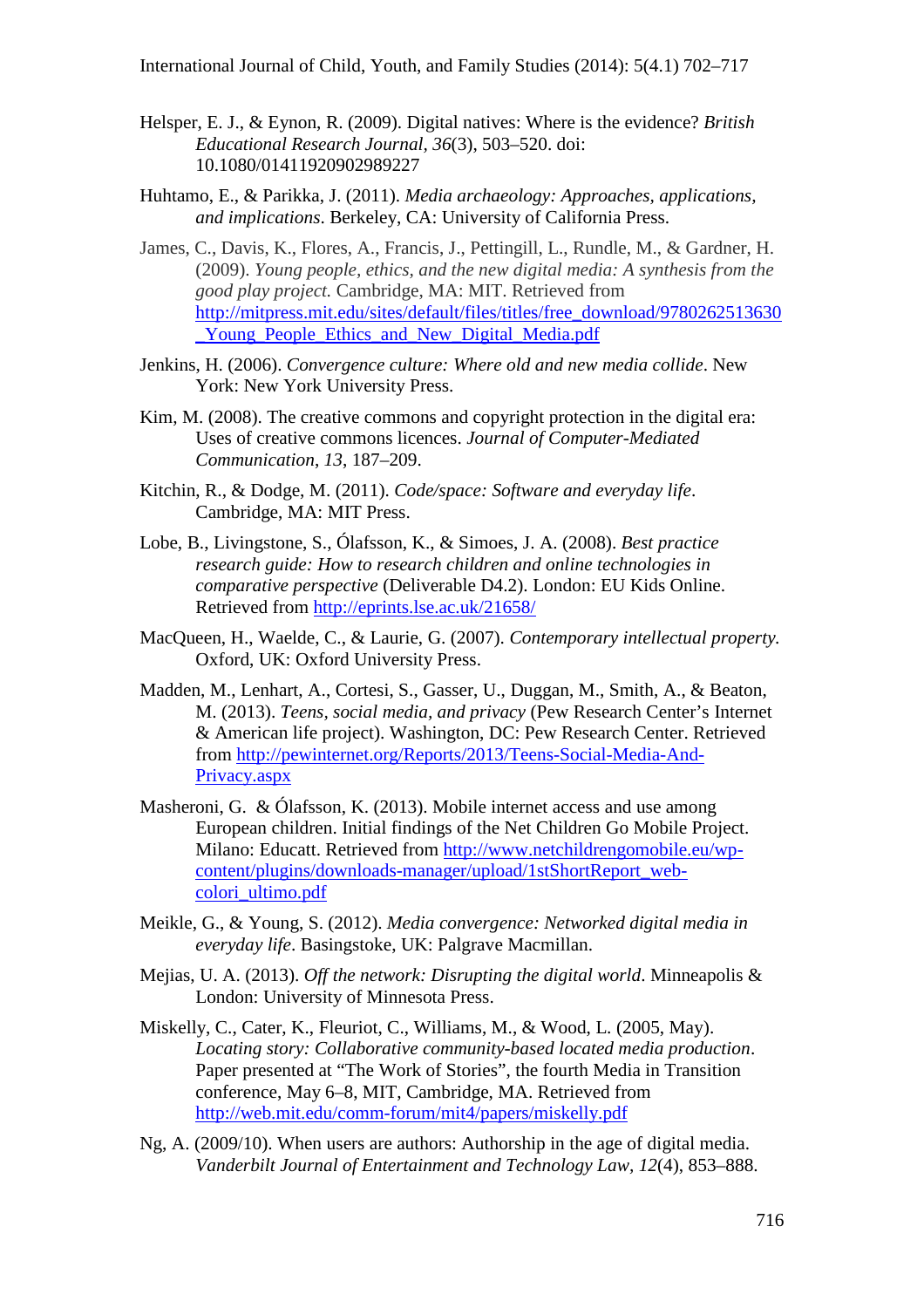Helsper, E. J., & Eynon, R. (2009). Digital natives: Where is the evidence? *British Educational Research Journal*, *36*(3), 503–520. doi: 10.1080/01411920902989227

Huhtamo, E., & Parikka, J. (2011). *Media archaeology: Approaches, applications, and implications*. Berkeley, CA: University of California Press.

James, C., Davis, K., Flores, A., Francis, J., Pettingill, L., Rundle, M., & Gardner, H. (2009). *Young people, ethics, and the new digital media: A synthesis from the good play project.* Cambridge, MA: MIT. Retrieved from http://mitpress.mit.edu/sites/default/files/titles/free_download/9780262513630_Young_People_Ethics_and_New_Digital_Media.pdf

Jenkins, H. (2006). *Convergence culture: Where old and new media collide*. New York: New York University Press.

Kim, M. (2008). The creative commons and copyright protection in the digital era: Uses of creative commons licences. *Journal of Computer-Mediated Communication*, *13*, 187–209.

Kitchin, R., & Dodge, M. (2011). *Code/space: Software and everyday life*. Cambridge, MA: MIT Press.

Lobe, B., Livingstone, S., Ólafsson, K., & Simoes, J. A. (2008). *Best practice research guide: How to research children and online technologies in comparative perspective* (Deliverable D4.2). London: EU Kids Online. Retrieved from http://eprints.lse.ac.uk/21658/

MacQueen, H., Waelde, C., & Laurie, G. (2007). *Contemporary intellectual property*. Oxford, UK: Oxford University Press.

Madden, M., Lenhart, A., Cortesi, S., Gasser, U., Duggan, M., Smith, A., & Beaton, M. (2013). *Teens, social media, and privacy* (Pew Research Center's Internet & American life project). Washington, DC: Pew Research Center. Retrieved from http://pewinternet.org/Reports/2013/Teens-Social-Media-And-Privacy.aspx

Masheroni, G. & Ólafsson, K. (2013). Mobile internet access and use among European children. Initial findings of the Net Children Go Mobile Project. Milano: Educatt. Retrieved from http://www.netchildrengomobile.eu/wp-content/plugins/downloads-manager/upload/1stShortReport_web-colori_ultimo.pdf

Meikle, G., & Young, S. (2012). *Media convergence: Networked digital media in everyday life*. Basingstoke, UK: Palgrave Macmillan.

Mejias, U. A. (2013). *Off the network: Disrupting the digital world*. Minneapolis & London: University of Minnesota Press.

Miskelly, C., Cater, K., Fleuriot, C., Williams, M., & Wood, L. (2005, May). *Locating story: Collaborative community-based located media production*. Paper presented at "The Work of Stories", the fourth Media in Transition conference, May 6–8, MIT, Cambridge, MA. Retrieved from http://web.mit.edu/comm-forum/mit4/papers/miskelly.pdf

Ng, A. (2009/10). When users are authors: Authorship in the age of digital media. *Vanderbilt Journal of Entertainment and Technology Law*, *12*(4), 853–888.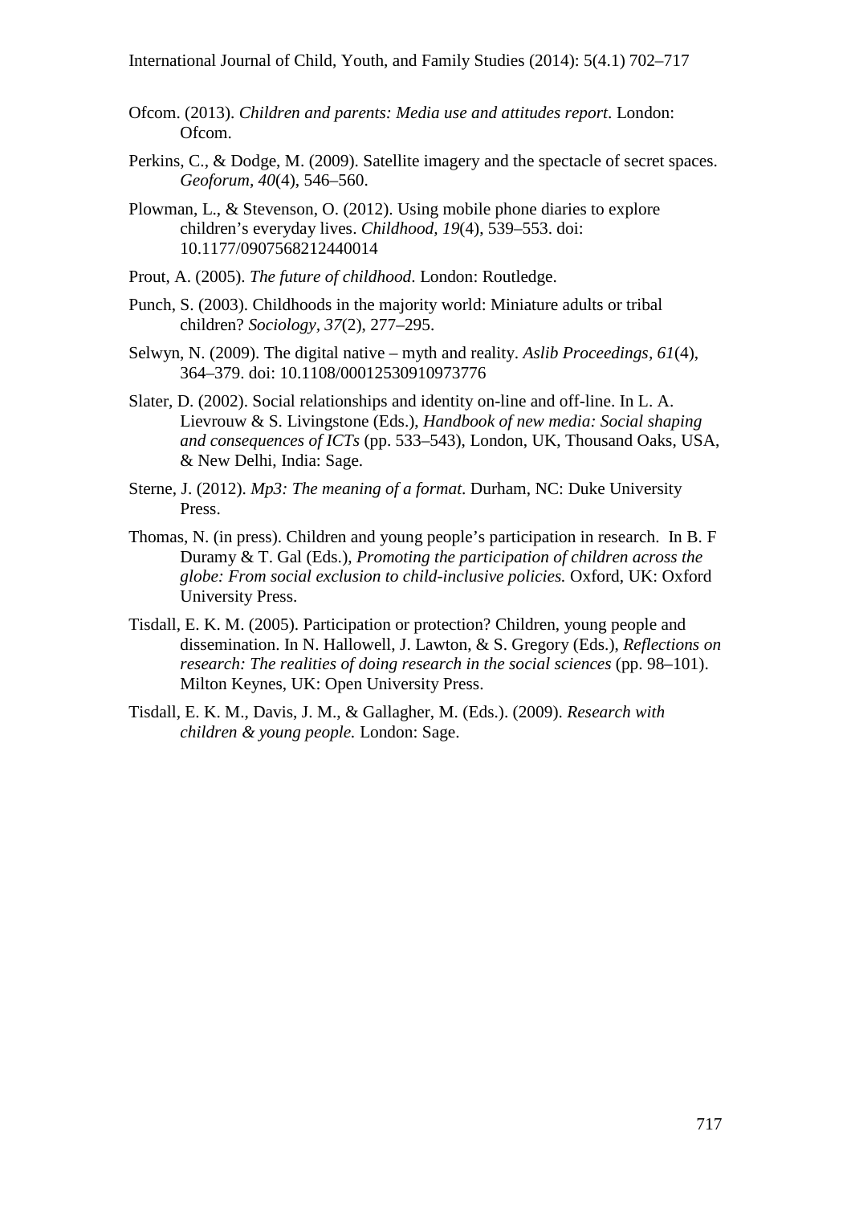Ofcom. (2013). *Children and parents: Media use and attitudes report*. London: Ofcom.

Perkins, C., & Dodge, M. (2009). Satellite imagery and the spectacle of secret spaces. *Geoforum, 40*(4), 546–560.

Plowman, L., & Stevenson, O. (2012). Using mobile phone diaries to explore children's everyday lives. *Childhood, 19*(4), 539–553. doi: 10.1177/0907568212440014

Prout, A. (2005). *The future of childhood*. London: Routledge.

Punch, S. (2003). Childhoods in the majority world: Miniature adults or tribal children? *Sociology, 37*(2), 277–295.

Selwyn, N. (2009). The digital native – myth and reality. *Aslib Proceedings, 61*(4), 364–379. doi: 10.1108/00012530910973776

Slater, D. (2002). Social relationships and identity on-line and off-line. In L. A. Lievrouw & S. Livingstone (Eds.), *Handbook of new media: Social shaping and consequences of ICTs* (pp. 533–543), London, UK, Thousand Oaks, USA, & New Delhi, India: Sage.

Sterne, J. (2012). *Mp3: The meaning of a format*. Durham, NC: Duke University Press.

Thomas, N. (in press). Children and young people's participation in research. In B. F Duramy & T. Gal (Eds.), *Promoting the participation of children across the globe: From social exclusion to child-inclusive policies.* Oxford, UK: Oxford University Press.

Tisdall, E. K. M. (2005). Participation or protection? Children, young people and dissemination. In N. Hallowell, J. Lawton, & S. Gregory (Eds.), *Reflections on research: The realities of doing research in the social sciences* (pp. 98–101). Milton Keynes, UK: Open University Press.

Tisdall, E. K. M., Davis, J. M., & Gallagher, M. (Eds.). (2009). *Research with children & young people.* London: Sage.